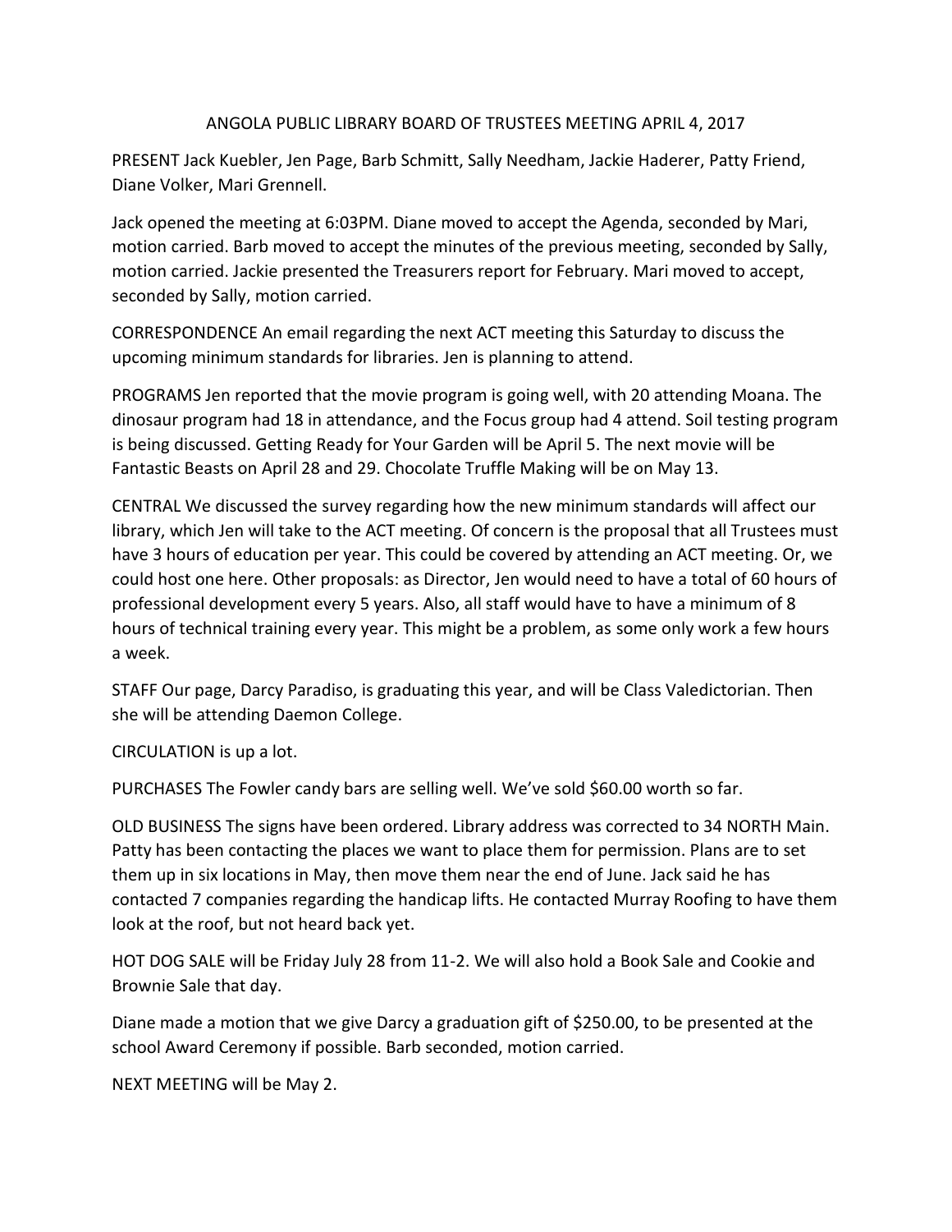# ANGOLA PUBLIC LIBRARY BOARD OF TRUSTEES MEETING APRIL 4, 2017

PRESENT Jack Kuebler, Jen Page, Barb Schmitt, Sally Needham, Jackie Haderer, Patty Friend, Diane Volker, Mari Grennell.

Jack opened the meeting at 6:03PM. Diane moved to accept the Agenda, seconded by Mari, motion carried. Barb moved to accept the minutes of the previous meeting, seconded by Sally, motion carried. Jackie presented the Treasurers report for February. Mari moved to accept, seconded by Sally, motion carried.

CORRESPONDENCE An email regarding the next ACT meeting this Saturday to discuss the upcoming minimum standards for libraries. Jen is planning to attend.

PROGRAMS Jen reported that the movie program is going well, with 20 attending Moana. The dinosaur program had 18 in attendance, and the Focus group had 4 attend. Soil testing program is being discussed. Getting Ready for Your Garden will be April 5. The next movie will be Fantastic Beasts on April 28 and 29. Chocolate Truffle Making will be on May 13.

CENTRAL We discussed the survey regarding how the new minimum standards will affect our library, which Jen will take to the ACT meeting. Of concern is the proposal that all Trustees must have 3 hours of education per year. This could be covered by attending an ACT meeting. Or, we could host one here. Other proposals: as Director, Jen would need to have a total of 60 hours of professional development every 5 years. Also, all staff would have to have a minimum of 8 hours of technical training every year. This might be a problem, as some only work a few hours a week.

STAFF Our page, Darcy Paradiso, is graduating this year, and will be Class Valedictorian. Then she will be attending Daemon College.

CIRCULATION is up a lot.

PURCHASES The Fowler candy bars are selling well. We've sold $60.00 worth so far.

OLD BUSINESS The signs have been ordered. Library address was corrected to 34 NORTH Main. Patty has been contacting the places we want to place them for permission. Plans are to set them up in six locations in May, then move them near the end of June. Jack said he has contacted 7 companies regarding the handicap lifts. He contacted Murray Roofing to have them look at the roof, but not heard back yet.

HOT DOG SALE will be Friday July 28 from 11-2. We will also hold a Book Sale and Cookie and Brownie Sale that day.

Diane made a motion that we give Darcy a graduation gift of $250.00, to be presented at the school Award Ceremony if possible. Barb seconded, motion carried.

NEXT MEETING will be May 2.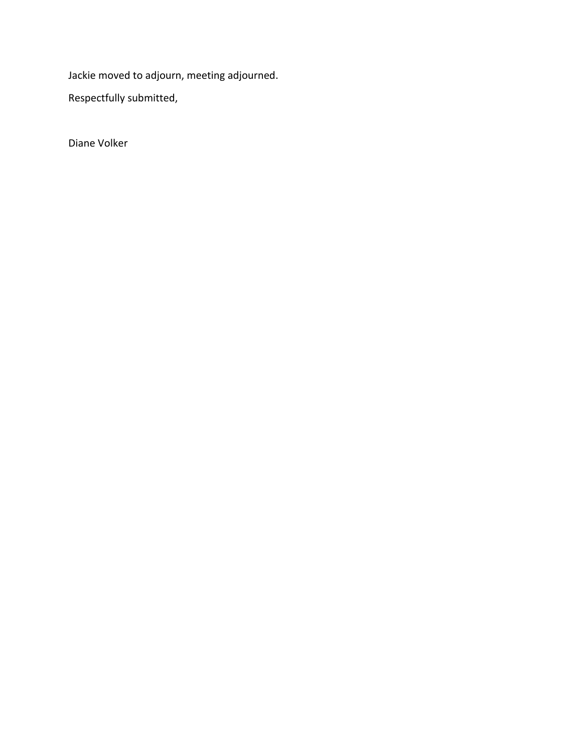Jackie moved to adjourn, meeting adjourned.

Respectfully submitted,

Diane Volker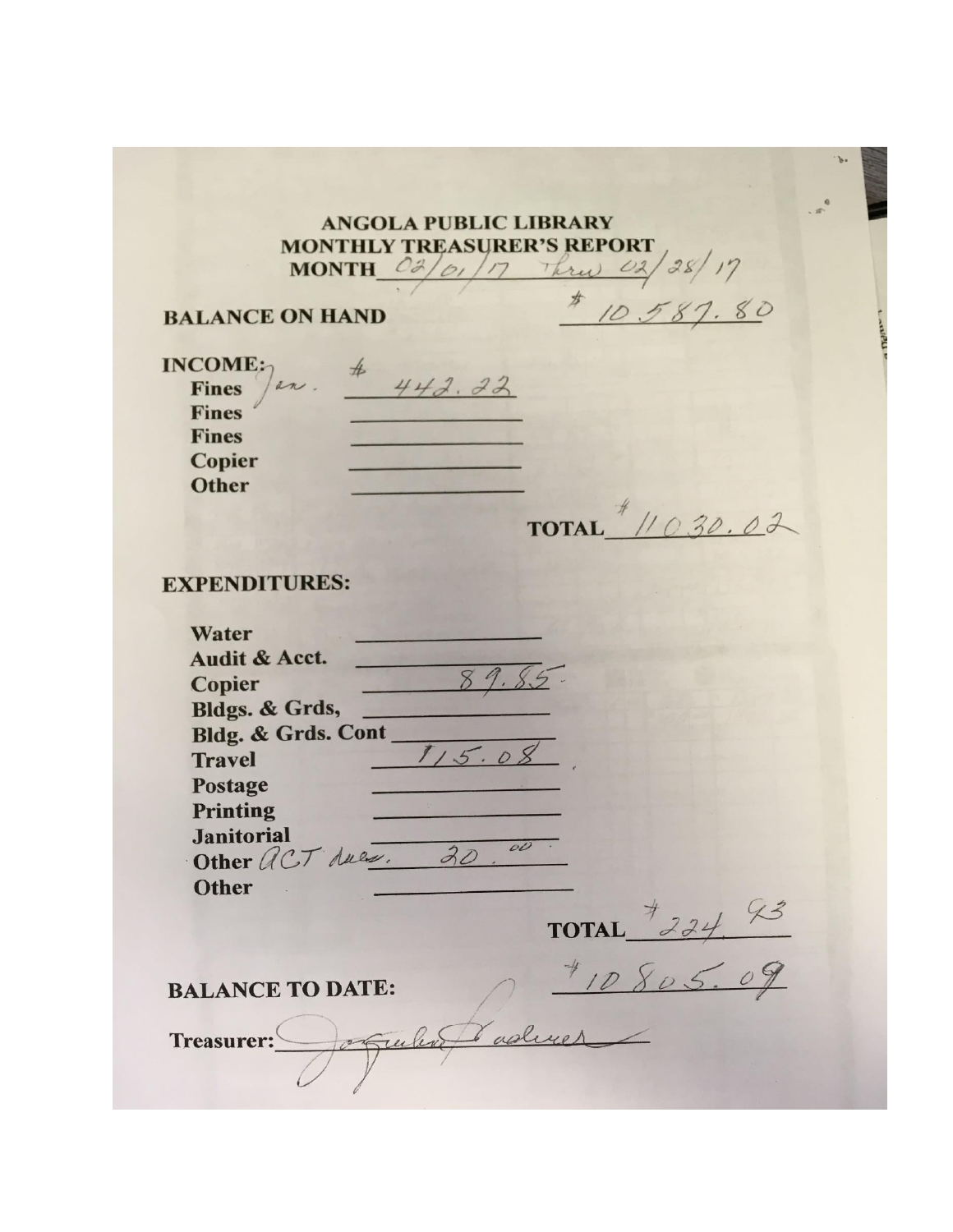# ANGOLA PUBLIC LIBRARY
## MONTHLY TREASURER'S REPORT

**MONTH** 02/01/17 Thru 02/28/17

**BALANCE ON HAND** $10,587.80

**INCOME:**

| | |
|---|---|
| **Fines** Jan. | $442.22 |
| **Fines** | |
| **Fines** | |
| **Copier** | |
| **Other** | |

**TOTAL** $11030.02

**EXPENDITURES:**

| | |
|---|---|
| **Water** | |
| **Audit & Acct.** | |
| **Copier** | 89.85 |
| **Bldgs. & Grds,** | |
| **Bldg. & Grds. Cont** | |
| **Travel** | 115.08 |
| **Postage** | |
| **Printing** | |
| **Janitorial** | |
| **Other** ACT dues. | 20.00 |
| **Other** | |

**TOTAL** $224.93

**BALANCE TO DATE:** $10805.09

**Treasurer:** Jacquelyn Radavec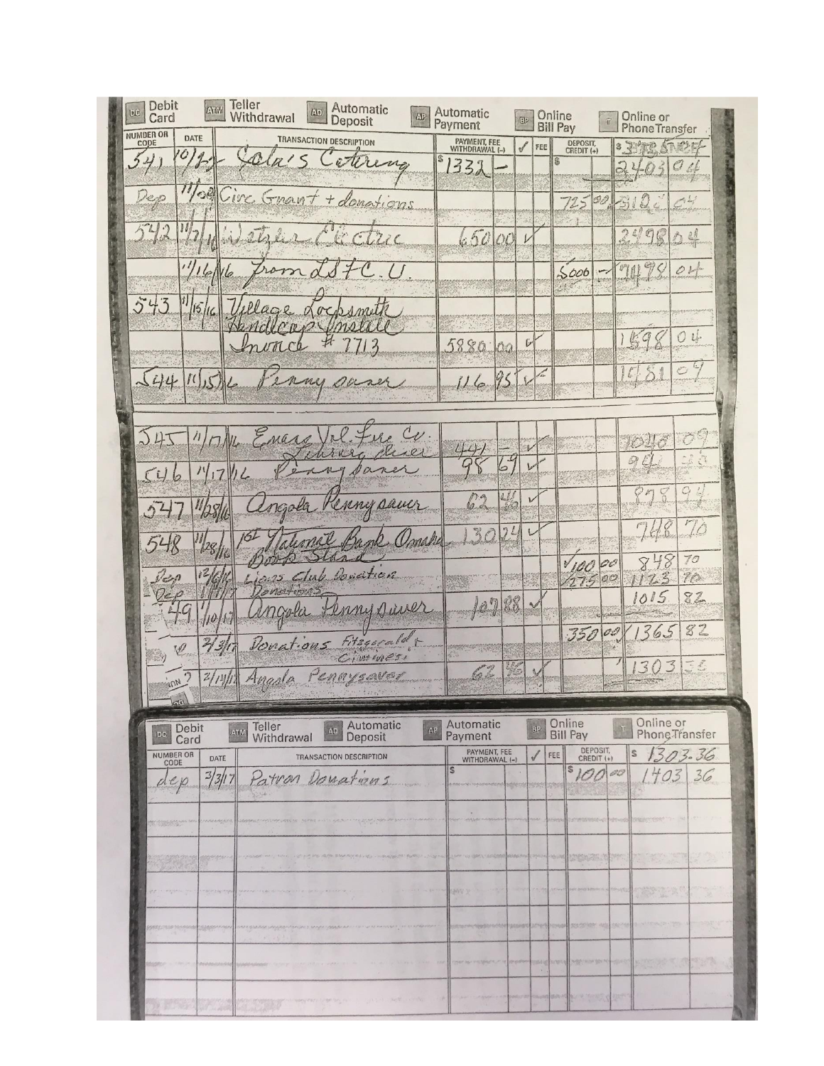| Debit Card | Teller Withdrawal | Automatic Deposit | Automatic Payment | Online Bill Pay | Online or Phone Transfer | | | |
|---|---|---|---|---|---|---|---|---|
| NUMBER OR CODE | DATE | TRANSACTION DESCRIPTION | PAYMENT, FEE WITHDRAWAL (-) | ✓ | FEE | DEPOSIT, CREDIT (+) | $ 3735.04 | |
| 541 | 10/22 | Gala's Catering | $1332 — | | | $ | 2403 | 04 |
| Dep | 11/08 | Circ Grant + donations | | | | 725 00 | 3128 | 04 |
| 542 | 11/7/16 | Wetzler Electric | 650 00 | ✓ | | | 2478 | 04 |
| | 11/16/16 | from LSFC.U. | | | | 5000 — | 7478 | 04 |
| 543 | 11/15/16 | Village Locksmith Handicap Install Invoice # 7713 | 5880 00 | ✓ | | | 1598 | 04 |
| 544 | 11/15/16 | Pennysaver | 116 95 | ✓ | | | 1481 | 09 |
| 545 | 11/17/16 | Emers Vol. Fire Co. Library dues | 441 | ✓ | | | 1040 | 09 |
| 546 | 11/17/16 | Pennysaver | 98 69 | ✓ | | | 941 | 40 |
| 547 | 11/28/16 | Angola Pennysaver | 62 46 | ✓ | | | 878 | 94 |
| 548 | 11/28/16 | 1st National Bank Omaha Book Stand | 130 24 | ✓ | | | 748 | 70 |
| Dep | 12/6/16 | Lions Club Donation | | | | ✓100 00 | 848 | 70 |
| Dep | 1/11/17 | Donations | | | | 275 00 | 1123 | 70 |
| 549 | 1/10/17 | Angola Pennysaver | 107 88 | ✓ | | | 1015 | 82 |
| | 2/3/17 | Donations Fitzgerald + Grimes | | | | 350 00 | 1365 | 82 |
| | 2/11/17 | Angola Pennysaver | 62 46 | ✓ | | | 1303 | 36 |

| Debit Card | Teller Withdrawal | Automatic Deposit | Automatic Payment | Online Bill Pay | Online or Phone Transfer | | | |
|---|---|---|---|---|---|---|---|---|
| NUMBER OR CODE | DATE | TRANSACTION DESCRIPTION | PAYMENT, FEE WITHDRAWAL (-) | ✓ | FEE | DEPOSIT, CREDIT (+) | $ 1303.36 | |
| dep | 3/3/17 | Patron Donations | $ | | | $100 00 | 1403 | 36 |